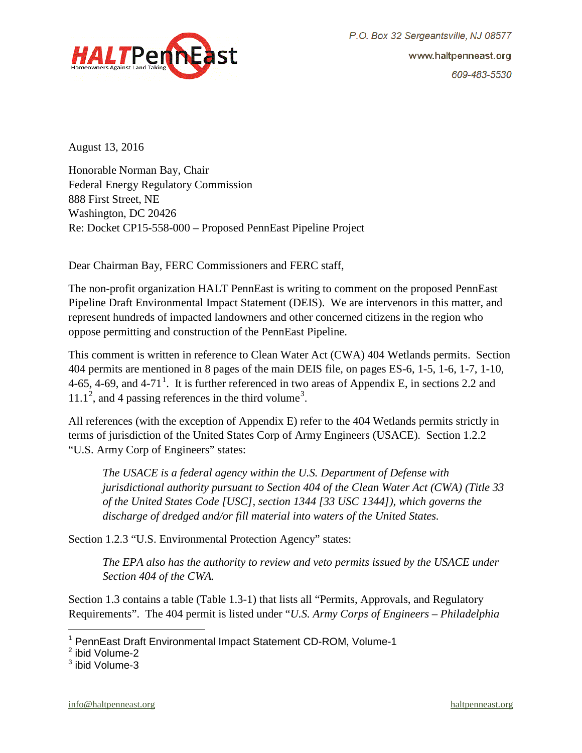HALT PennEast
Homeowners Against Land Taking

P.O. Box 32 Sergeantsville, NJ 08577

www.haltpenneast.org

609-483-5530

August 13, 2016

Honorable Norman Bay, Chair
Federal Energy Regulatory Commission
888 First Street, NE
Washington, DC 20426
Re: Docket CP15-558-000 – Proposed PennEast Pipeline Project

Dear Chairman Bay, FERC Commissioners and FERC staff,

The non-profit organization HALT PennEast is writing to comment on the proposed PennEast Pipeline Draft Environmental Impact Statement (DEIS). We are intervenors in this matter, and represent hundreds of impacted landowners and other concerned citizens in the region who oppose permitting and construction of the PennEast Pipeline.

This comment is written in reference to Clean Water Act (CWA) 404 Wetlands permits. Section 404 permits are mentioned in 8 pages of the main DEIS file, on pages ES-6, 1-5, 1-6, 1-7, 1-10, 4-65, 4-69, and 4-71[1]. It is further referenced in two areas of Appendix E, in sections 2.2 and 11.1[2], and 4 passing references in the third volume[3].

All references (with the exception of Appendix E) refer to the 404 Wetlands permits strictly in terms of jurisdiction of the United States Corp of Army Engineers (USACE). Section 1.2.2 "U.S. Army Corp of Engineers" states:

> *The USACE is a federal agency within the U.S. Department of Defense with jurisdictional authority pursuant to Section 404 of the Clean Water Act (CWA) (Title 33 of the United States Code [USC], section 1344 [33 USC 1344]), which governs the discharge of dredged and/or fill material into waters of the United States.*

Section 1.2.3 "U.S. Environmental Protection Agency" states:

> *The EPA also has the authority to review and veto permits issued by the USACE under Section 404 of the CWA.*

Section 1.3 contains a table (Table 1.3-1) that lists all "Permits, Approvals, and Regulatory Requirements". The 404 permit is listed under "*U.S. Army Corps of Engineers – Philadelphia*

[1] PennEast Draft Environmental Impact Statement CD-ROM, Volume-1
[2] ibid Volume-2
[3] ibid Volume-3

info@haltpenneast.org haltpenneast.org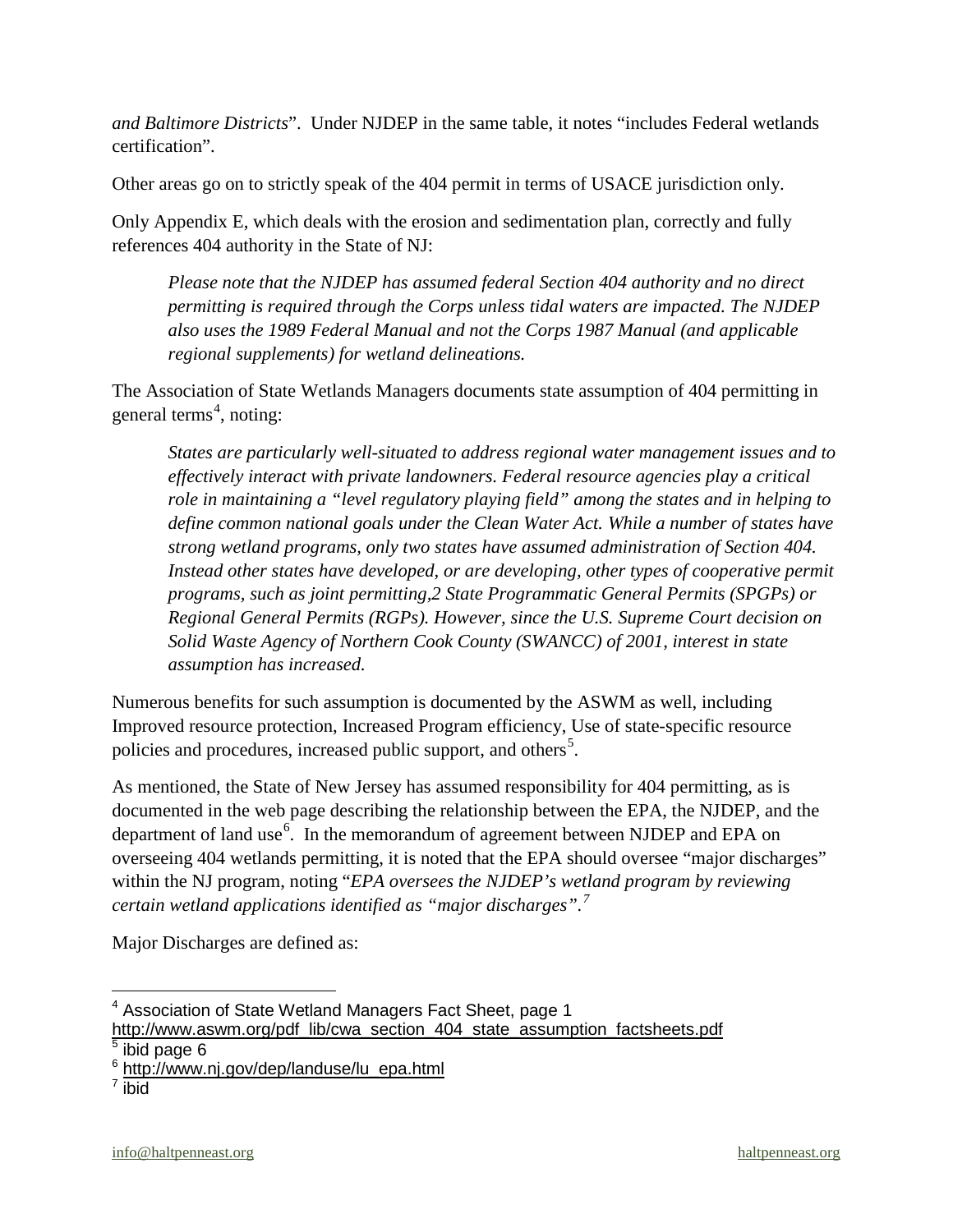*and Baltimore Districts*". Under NJDEP in the same table, it notes "includes Federal wetlands certification".

Other areas go on to strictly speak of the 404 permit in terms of USACE jurisdiction only.

Only Appendix E, which deals with the erosion and sedimentation plan, correctly and fully references 404 authority in the State of NJ:

> *Please note that the NJDEP has assumed federal Section 404 authority and no direct permitting is required through the Corps unless tidal waters are impacted. The NJDEP also uses the 1989 Federal Manual and not the Corps 1987 Manual (and applicable regional supplements) for wetland delineations.*

The Association of State Wetlands Managers documents state assumption of 404 permitting in general terms[4], noting:

> *States are particularly well-situated to address regional water management issues and to effectively interact with private landowners. Federal resource agencies play a critical role in maintaining a "level regulatory playing field" among the states and in helping to define common national goals under the Clean Water Act. While a number of states have strong wetland programs, only two states have assumed administration of Section 404. Instead other states have developed, or are developing, other types of cooperative permit programs, such as joint permitting,2 State Programmatic General Permits (SPGPs) or Regional General Permits (RGPs). However, since the U.S. Supreme Court decision on Solid Waste Agency of Northern Cook County (SWANCC) of 2001, interest in state assumption has increased.*

Numerous benefits for such assumption is documented by the ASWM as well, including Improved resource protection, Increased Program efficiency, Use of state-specific resource policies and procedures, increased public support, and others[5].

As mentioned, the State of New Jersey has assumed responsibility for 404 permitting, as is documented in the web page describing the relationship between the EPA, the NJDEP, and the department of land use[6]. In the memorandum of agreement between NJDEP and EPA on overseeing 404 wetlands permitting, it is noted that the EPA should oversee "major discharges" within the NJ program, noting "*EPA oversees the NJDEP's wetland program by reviewing certain wetland applications identified as "major discharges".*[7]

Major Discharges are defined as:

---

[4] Association of State Wetland Managers Fact Sheet, page 1 http://www.aswm.org/pdf_lib/cwa_section_404_state_assumption_factsheets.pdf

[5] ibid page 6

[6] http://www.nj.gov/dep/landuse/lu_epa.html

[7] ibid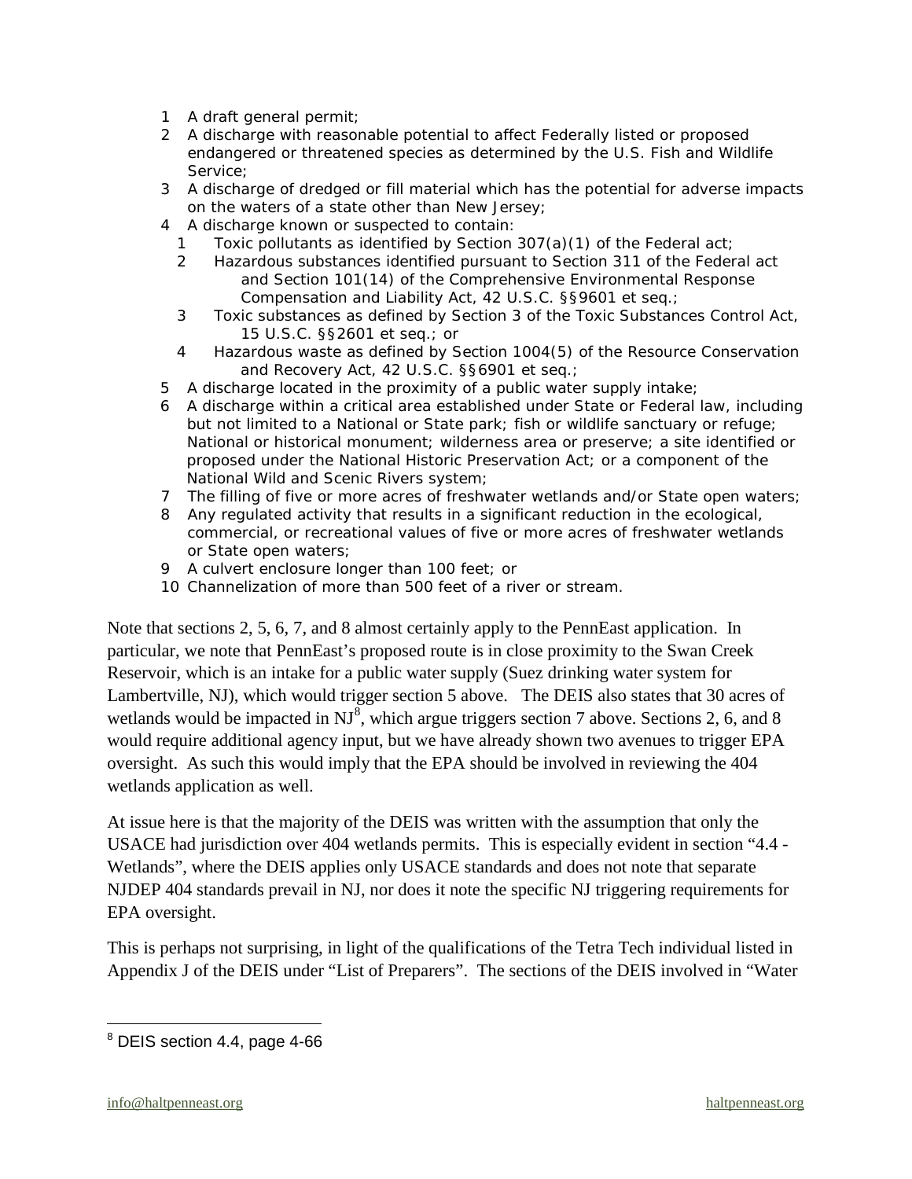1. A draft general permit;
2. A discharge with reasonable potential to affect Federally listed or proposed endangered or threatened species as determined by the U.S. Fish and Wildlife Service;
3. A discharge of dredged or fill material which has the potential for adverse impacts on the waters of a state other than New Jersey;
4. A discharge known or suspected to contain:
   1. Toxic pollutants as identified by Section 307(a)(1) of the Federal act;
   2. Hazardous substances identified pursuant to Section 311 of the Federal act and Section 101(14) of the Comprehensive Environmental Response Compensation and Liability Act, 42 U.S.C. §§9601 et seq.;
   3. Toxic substances as defined by Section 3 of the Toxic Substances Control Act, 15 U.S.C. §§2601 et seq.; or
   4. Hazardous waste as defined by Section 1004(5) of the Resource Conservation and Recovery Act, 42 U.S.C. §§6901 et seq.;
5. A discharge located in the proximity of a public water supply intake;
6. A discharge within a critical area established under State or Federal law, including but not limited to a National or State park; fish or wildlife sanctuary or refuge; National or historical monument; wilderness area or preserve; a site identified or proposed under the National Historic Preservation Act; or a component of the National Wild and Scenic Rivers system;
7. The filling of five or more acres of freshwater wetlands and/or State open waters;
8. Any regulated activity that results in a significant reduction in the ecological, commercial, or recreational values of five or more acres of freshwater wetlands or State open waters;
9. A culvert enclosure longer than 100 feet; or
10. Channelization of more than 500 feet of a river or stream.

Note that sections 2, 5, 6, 7, and 8 almost certainly apply to the PennEast application. In particular, we note that PennEast's proposed route is in close proximity to the Swan Creek Reservoir, which is an intake for a public water supply (Suez drinking water system for Lambertville, NJ), which would trigger section 5 above. The DEIS also states that 30 acres of wetlands would be impacted in NJ[8], which argue triggers section 7 above. Sections 2, 6, and 8 would require additional agency input, but we have already shown two avenues to trigger EPA oversight. As such this would imply that the EPA should be involved in reviewing the 404 wetlands application as well.

At issue here is that the majority of the DEIS was written with the assumption that only the USACE had jurisdiction over 404 wetlands permits. This is especially evident in section "4.4 - Wetlands", where the DEIS applies only USACE standards and does not note that separate NJDEP 404 standards prevail in NJ, nor does it note the specific NJ triggering requirements for EPA oversight.

This is perhaps not surprising, in light of the qualifications of the Tetra Tech individual listed in Appendix J of the DEIS under "List of Preparers". The sections of the DEIS involved in "Water

[8] DEIS section 4.4, page 4-66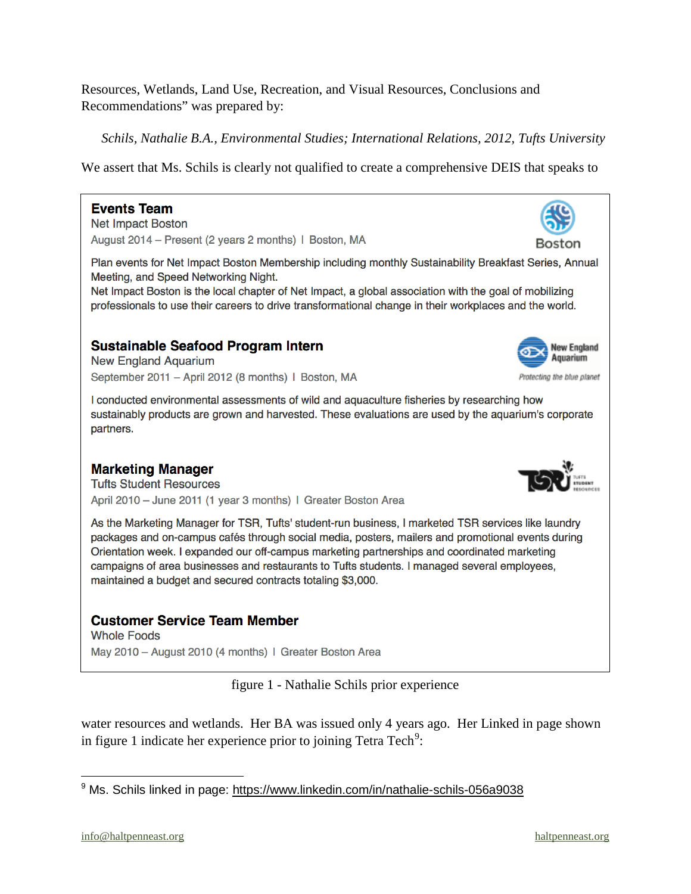Resources, Wetlands, Land Use, Recreation, and Visual Resources, Conclusions and Recommendations" was prepared by:

*Schils, Nathalie B.A., Environmental Studies; International Relations, 2012, Tufts University*

We assert that Ms. Schils is clearly not qualified to create a comprehensive DEIS that speaks to

**Events Team**
Net Impact Boston
August 2014 – Present (2 years 2 months) | Boston, MA

Plan events for Net Impact Boston Membership including monthly Sustainability Breakfast Series, Annual Meeting, and Speed Networking Night.
Net Impact Boston is the local chapter of Net Impact, a global association with the goal of mobilizing professionals to use their careers to drive transformational change in their workplaces and the world.

**Sustainable Seafood Program Intern**
New England Aquarium
September 2011 – April 2012 (8 months) | Boston, MA

I conducted environmental assessments of wild and aquaculture fisheries by researching how sustainably products are grown and harvested. These evaluations are used by the aquarium's corporate partners.

**Marketing Manager**
Tufts Student Resources
April 2010 – June 2011 (1 year 3 months) | Greater Boston Area

As the Marketing Manager for TSR, Tufts' student-run business, I marketed TSR services like laundry packages and on-campus cafés through social media, posters, mailers and promotional events during Orientation week. I expanded our off-campus marketing partnerships and coordinated marketing campaigns of area businesses and restaurants to Tufts students. I managed several employees, maintained a budget and secured contracts totaling $3,000.

**Customer Service Team Member**
Whole Foods
May 2010 – August 2010 (4 months) | Greater Boston Area

figure 1 - Nathalie Schils prior experience

water resources and wetlands. Her BA was issued only 4 years ago. Her Linked in page shown in figure 1 indicate her experience prior to joining Tetra Tech[9]:

[9] Ms. Schils linked in page: https://www.linkedin.com/in/nathalie-schils-056a9038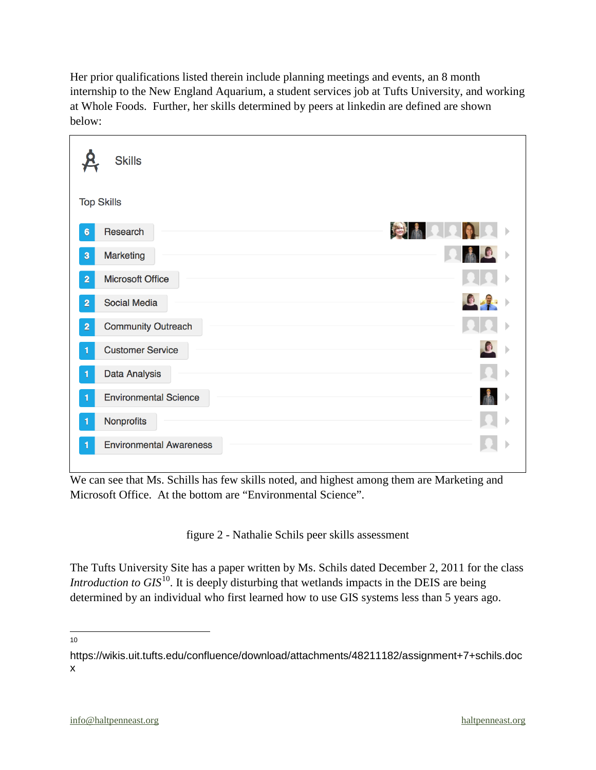Her prior qualifications listed therein include planning meetings and events, an 8 month internship to the New England Aquarium, a student services job at Tufts University, and working at Whole Foods. Further, her skills determined by peers at linkedin are defined are shown below:

**Skills**

Top Skills

| Endorsements | Skill |
|---|---|
| 6 | Research |
| 3 | Marketing |
| 2 | Microsoft Office |
| 2 | Social Media |
| 2 | Community Outreach |
| 1 | Customer Service |
| 1 | Data Analysis |
| 1 | Environmental Science |
| 1 | Nonprofits |
| 1 | Environmental Awareness |

We can see that Ms. Schills has few skills noted, and highest among them are Marketing and Microsoft Office. At the bottom are "Environmental Science".

figure 2 - Nathalie Schils peer skills assessment

The Tufts University Site has a paper written by Ms. Schils dated December 2, 2011 for the class *Introduction to GIS*[10]. It is deeply disturbing that wetlands impacts in the DEIS are being determined by an individual who first learned how to use GIS systems less than 5 years ago.

---

10 https://wikis.uit.tufts.edu/confluence/download/attachments/48211182/assignment+7+schils.docx

info@haltpenneast.org haltpenneast.org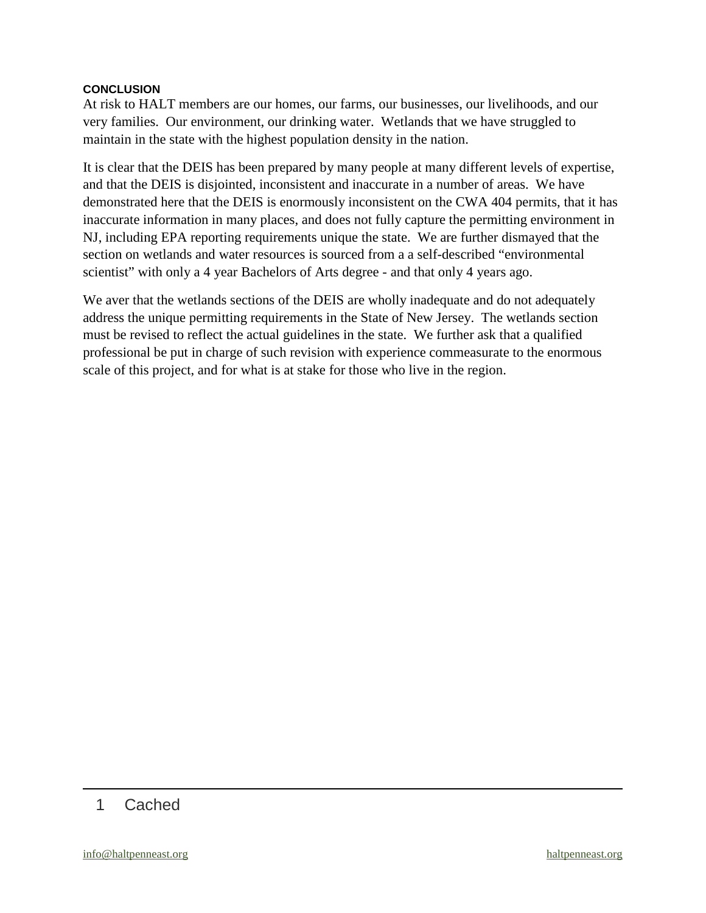**CONCLUSION**

At risk to HALT members are our homes, our farms, our businesses, our livelihoods, and our very families. Our environment, our drinking water. Wetlands that we have struggled to maintain in the state with the highest population density in the nation.

It is clear that the DEIS has been prepared by many people at many different levels of expertise, and that the DEIS is disjointed, inconsistent and inaccurate in a number of areas. We have demonstrated here that the DEIS is enormously inconsistent on the CWA 404 permits, that it has inaccurate information in many places, and does not fully capture the permitting environment in NJ, including EPA reporting requirements unique the state. We are further dismayed that the section on wetlands and water resources is sourced from a a self-described "environmental scientist" with only a 4 year Bachelors of Arts degree - and that only 4 years ago.

We aver that the wetlands sections of the DEIS are wholly inadequate and do not adequately address the unique permitting requirements in the State of New Jersey. The wetlands section must be revised to reflect the actual guidelines in the state. We further ask that a qualified professional be put in charge of such revision with experience commeasurate to the enormous scale of this project, and for what is at stake for those who live in the region.

---

1 Cached